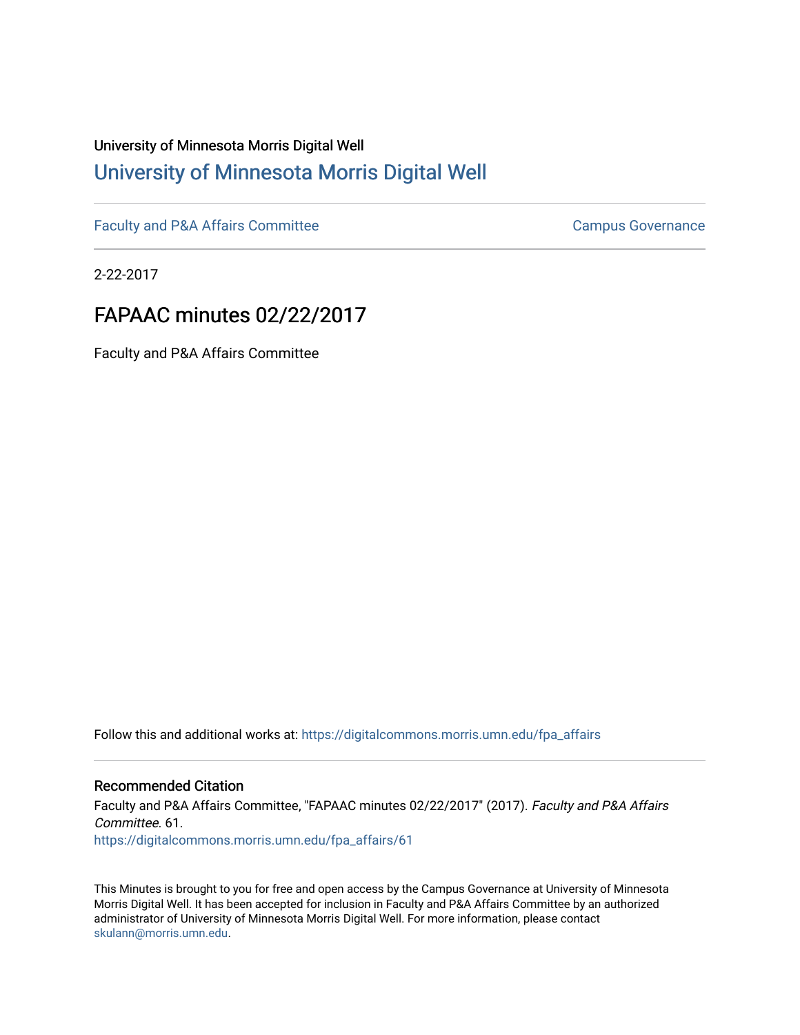University of Minnesota Morris Digital Well

# University of Minnesota Morris Digital Well

Faculty and P&A Affairs Committee | Campus Governance

2-22-2017

## FAPAAC minutes 02/22/2017

Faculty and P&A Affairs Committee

Follow this and additional works at: https://digitalcommons.morris.umn.edu/fpa_affairs

### Recommended Citation

Faculty and P&A Affairs Committee, "FAPAAC minutes 02/22/2017" (2017). *Faculty and P&A Affairs Committee*. 61.
https://digitalcommons.morris.umn.edu/fpa_affairs/61

This Minutes is brought to you for free and open access by the Campus Governance at University of Minnesota Morris Digital Well. It has been accepted for inclusion in Faculty and P&A Affairs Committee by an authorized administrator of University of Minnesota Morris Digital Well. For more information, please contact skulann@morris.umn.edu.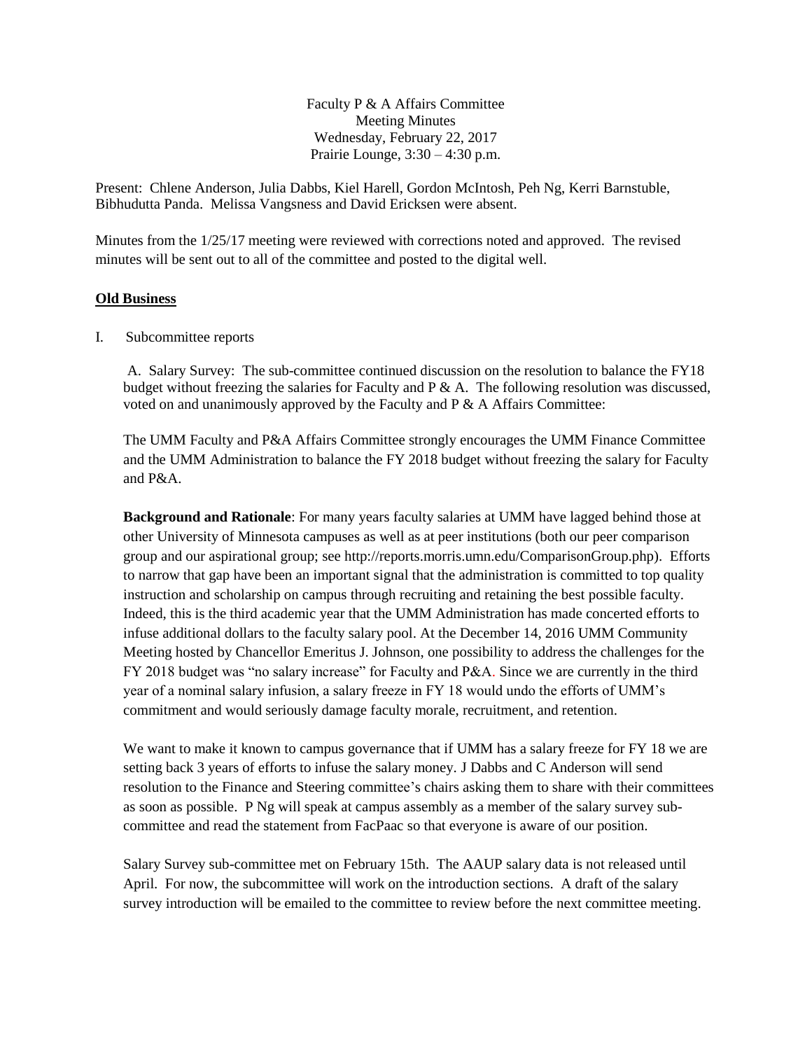Faculty P & A Affairs Committee
Meeting Minutes
Wednesday, February 22, 2017
Prairie Lounge, 3:30 – 4:30 p.m.

Present: Chlene Anderson, Julia Dabbs, Kiel Harell, Gordon McIntosh, Peh Ng, Kerri Barnstuble, Bibhudutta Panda. Melissa Vangsness and David Ericksen were absent.

Minutes from the 1/25/17 meeting were reviewed with corrections noted and approved. The revised minutes will be sent out to all of the committee and posted to the digital well.

**Old Business**

I. Subcommittee reports

A. Salary Survey: The sub-committee continued discussion on the resolution to balance the FY18 budget without freezing the salaries for Faculty and P & A. The following resolution was discussed, voted on and unanimously approved by the Faculty and P & A Affairs Committee:

The UMM Faculty and P&A Affairs Committee strongly encourages the UMM Finance Committee and the UMM Administration to balance the FY 2018 budget without freezing the salary for Faculty and P&A.

**Background and Rationale**: For many years faculty salaries at UMM have lagged behind those at other University of Minnesota campuses as well as at peer institutions (both our peer comparison group and our aspirational group; see http://reports.morris.umn.edu/ComparisonGroup.php). Efforts to narrow that gap have been an important signal that the administration is committed to top quality instruction and scholarship on campus through recruiting and retaining the best possible faculty. Indeed, this is the third academic year that the UMM Administration has made concerted efforts to infuse additional dollars to the faculty salary pool. At the December 14, 2016 UMM Community Meeting hosted by Chancellor Emeritus J. Johnson, one possibility to address the challenges for the FY 2018 budget was "no salary increase" for Faculty and P&A. Since we are currently in the third year of a nominal salary infusion, a salary freeze in FY 18 would undo the efforts of UMM's commitment and would seriously damage faculty morale, recruitment, and retention.

We want to make it known to campus governance that if UMM has a salary freeze for FY 18 we are setting back 3 years of efforts to infuse the salary money. J Dabbs and C Anderson will send resolution to the Finance and Steering committee's chairs asking them to share with their committees as soon as possible. P Ng will speak at campus assembly as a member of the salary survey sub-committee and read the statement from FacPaac so that everyone is aware of our position.

Salary Survey sub-committee met on February 15th. The AAUP salary data is not released until April. For now, the subcommittee will work on the introduction sections. A draft of the salary survey introduction will be emailed to the committee to review before the next committee meeting.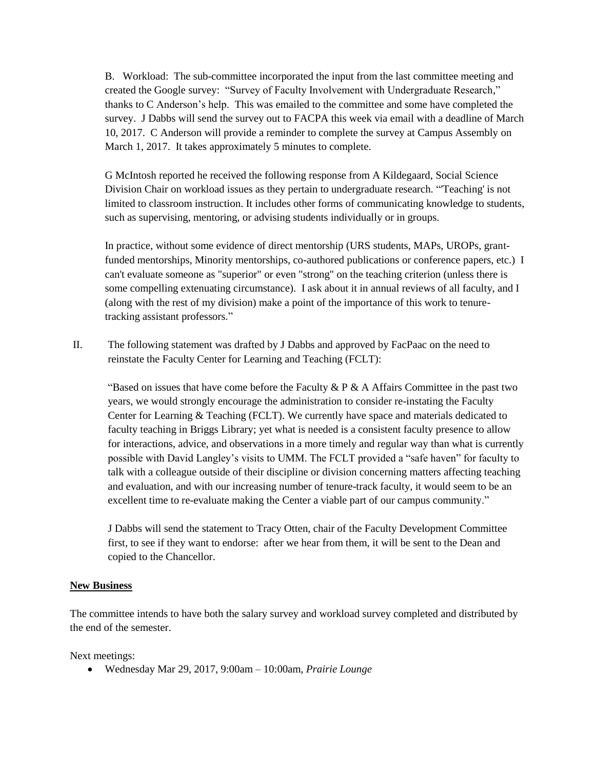B. Workload: The sub-committee incorporated the input from the last committee meeting and created the Google survey: "Survey of Faculty Involvement with Undergraduate Research," thanks to C Anderson's help. This was emailed to the committee and some have completed the survey. J Dabbs will send the survey out to FACPA this week via email with a deadline of March 10, 2017. C Anderson will provide a reminder to complete the survey at Campus Assembly on March 1, 2017. It takes approximately 5 minutes to complete.

G McIntosh reported he received the following response from A Kildegaard, Social Science Division Chair on workload issues as they pertain to undergraduate research. "'Teaching' is not limited to classroom instruction. It includes other forms of communicating knowledge to students, such as supervising, mentoring, or advising students individually or in groups.

In practice, without some evidence of direct mentorship (URS students, MAPs, UROPs, grant-funded mentorships, Minority mentorships, co-authored publications or conference papers, etc.) I can't evaluate someone as "superior" or even "strong" on the teaching criterion (unless there is some compelling extenuating circumstance). I ask about it in annual reviews of all faculty, and I (along with the rest of my division) make a point of the importance of this work to tenure-tracking assistant professors."

II. The following statement was drafted by J Dabbs and approved by FacPaac on the need to reinstate the Faculty Center for Learning and Teaching (FCLT):

"Based on issues that have come before the Faculty & P & A Affairs Committee in the past two years, we would strongly encourage the administration to consider re-instating the Faculty Center for Learning & Teaching (FCLT). We currently have space and materials dedicated to faculty teaching in Briggs Library; yet what is needed is a consistent faculty presence to allow for interactions, advice, and observations in a more timely and regular way than what is currently possible with David Langley's visits to UMM. The FCLT provided a "safe haven" for faculty to talk with a colleague outside of their discipline or division concerning matters affecting teaching and evaluation, and with our increasing number of tenure-track faculty, it would seem to be an excellent time to re-evaluate making the Center a viable part of our campus community."

J Dabbs will send the statement to Tracy Otten, chair of the Faculty Development Committee first, to see if they want to endorse: after we hear from them, it will be sent to the Dean and copied to the Chancellor.

**New Business**

The committee intends to have both the salary survey and workload survey completed and distributed by the end of the semester.

Next meetings:

- Wednesday Mar 29, 2017, 9:00am – 10:00am, *Prairie Lounge*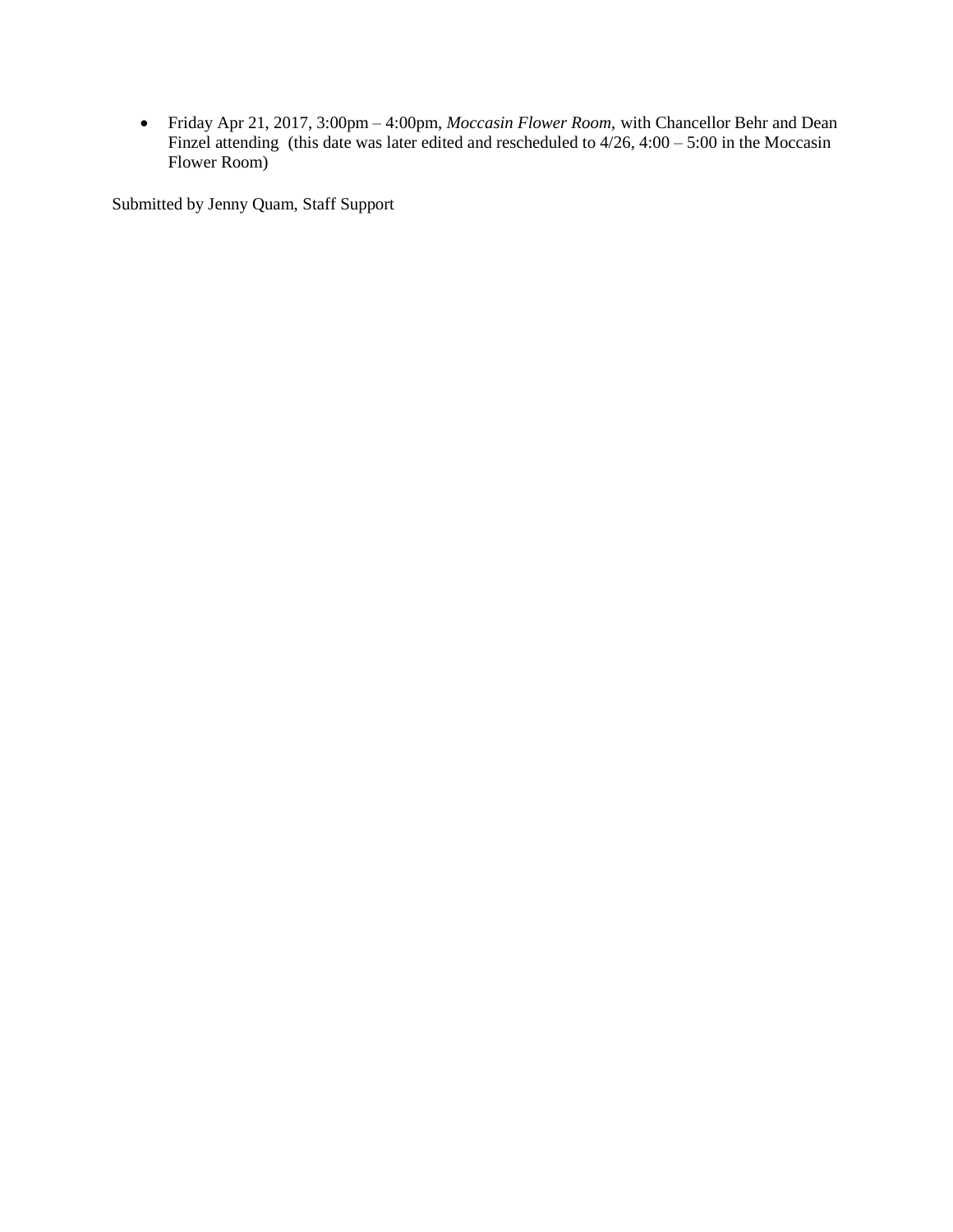- Friday Apr 21, 2017, 3:00pm – 4:00pm, *Moccasin Flower Room*, with Chancellor Behr and Dean Finzel attending (this date was later edited and rescheduled to 4/26, 4:00 – 5:00 in the Moccasin Flower Room)

Submitted by Jenny Quam, Staff Support